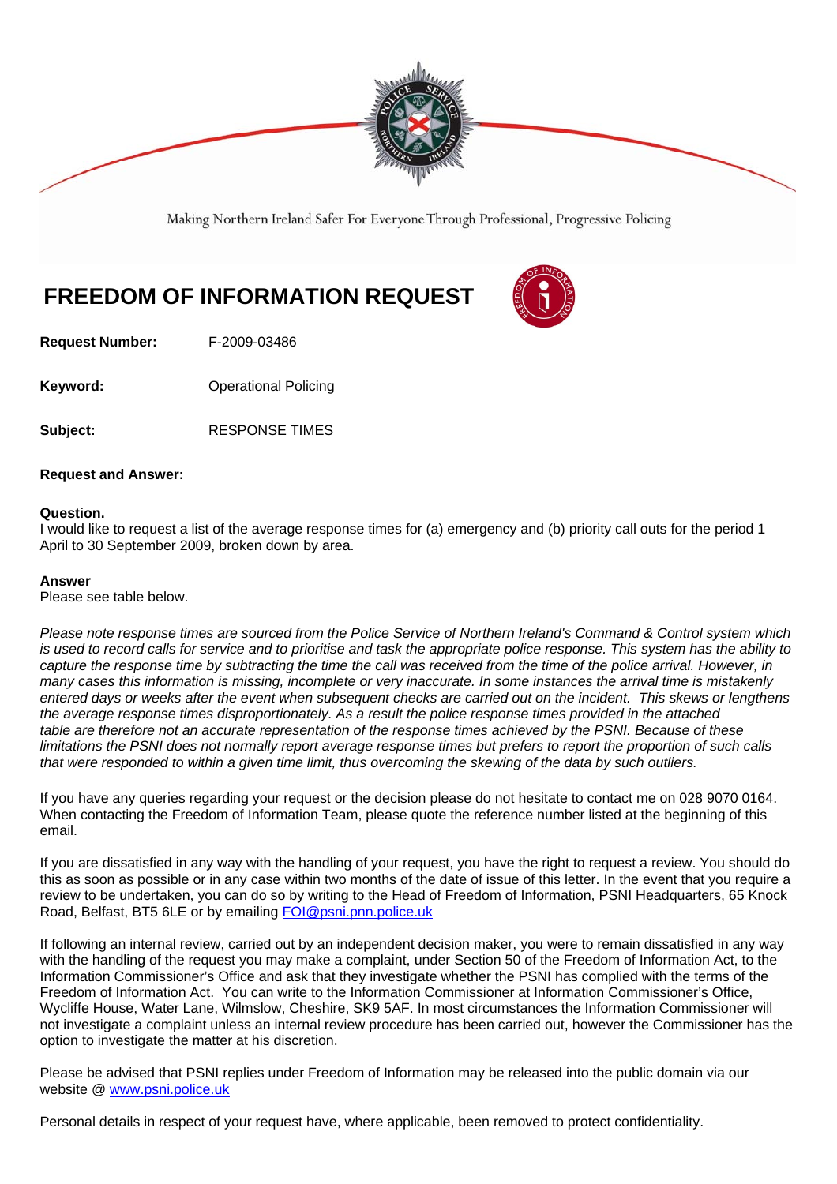Making Northern Ireland Safer For Everyone Through Professional, Progressive Policing

# FREEDOM OF INFORMATION REQUEST

**Request Number:** F-2009-03486

**Keyword:** Operational Policing

**Subject:** RESPONSE TIMES

**Request and Answer:**

**Question.**
I would like to request a list of the average response times for (a) emergency and (b) priority call outs for the period 1 April to 30 September 2009, broken down by area.

**Answer**
Please see table below.

*Please note response times are sourced from the Police Service of Northern Ireland's Command & Control system which is used to record calls for service and to prioritise and task the appropriate police response. This system has the ability to capture the response time by subtracting the time the call was received from the time of the police arrival. However, in many cases this information is missing, incomplete or very inaccurate. In some instances the arrival time is mistakenly entered days or weeks after the event when subsequent checks are carried out on the incident. This skews or lengthens the average response times disproportionately. As a result the police response times provided in the attached table are therefore not an accurate representation of the response times achieved by the PSNI. Because of these limitations the PSNI does not normally report average response times but prefers to report the proportion of such calls that were responded to within a given time limit, thus overcoming the skewing of the data by such outliers.*

If you have any queries regarding your request or the decision please do not hesitate to contact me on 028 9070 0164. When contacting the Freedom of Information Team, please quote the reference number listed at the beginning of this email.

If you are dissatisfied in any way with the handling of your request, you have the right to request a review. You should do this as soon as possible or in any case within two months of the date of issue of this letter. In the event that you require a review to be undertaken, you can do so by writing to the Head of Freedom of Information, PSNI Headquarters, 65 Knock Road, Belfast, BT5 6LE or by emailing FOI@psni.pnn.police.uk

If following an internal review, carried out by an independent decision maker, you were to remain dissatisfied in any way with the handling of the request you may make a complaint, under Section 50 of the Freedom of Information Act, to the Information Commissioner's Office and ask that they investigate whether the PSNI has complied with the terms of the Freedom of Information Act. You can write to the Information Commissioner at Information Commissioner's Office, Wycliffe House, Water Lane, Wilmslow, Cheshire, SK9 5AF. In most circumstances the Information Commissioner will not investigate a complaint unless an internal review procedure has been carried out, however the Commissioner has the option to investigate the matter at his discretion.

Please be advised that PSNI replies under Freedom of Information may be released into the public domain via our website @ www.psni.police.uk

Personal details in respect of your request have, where applicable, been removed to protect confidentiality.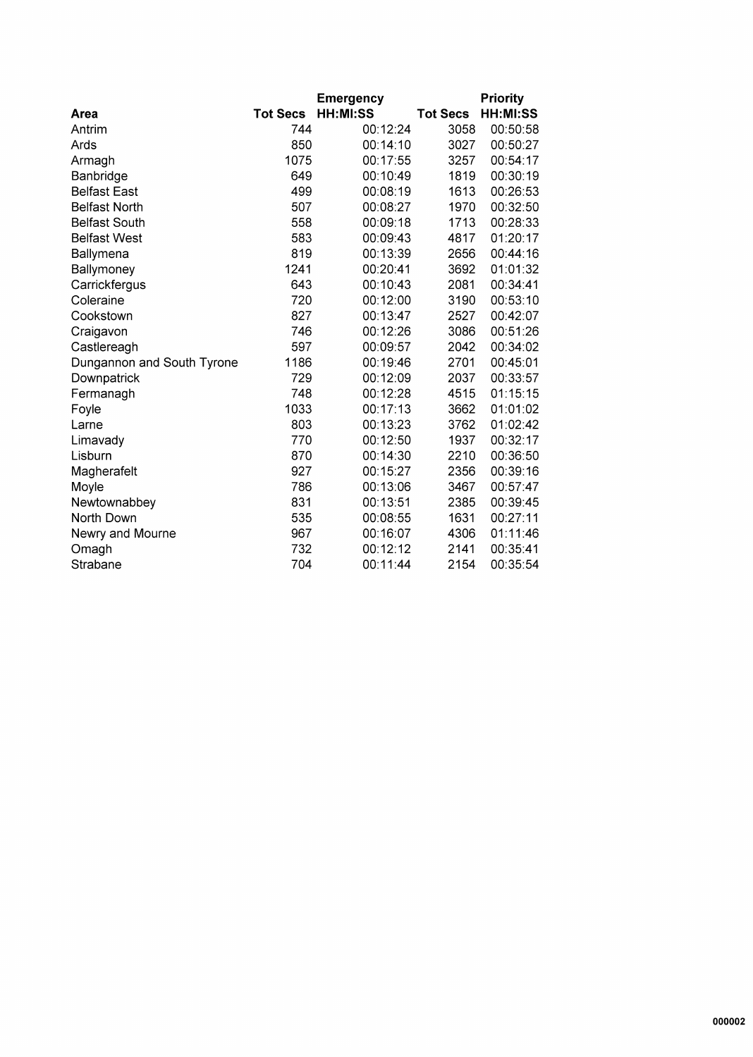| | Emergency | | Priority | |
|---|---|---|---|---|
| **Area** | **Tot Secs** | **HH:MI:SS** | **Tot Secs** | **HH:MI:SS** |
| Antrim | 744 | 00:12:24 | 3058 | 00:50:58 |
| Ards | 850 | 00:14:10 | 3027 | 00:50:27 |
| Armagh | 1075 | 00:17:55 | 3257 | 00:54:17 |
| Banbridge | 649 | 00:10:49 | 1819 | 00:30:19 |
| Belfast East | 499 | 00:08:19 | 1613 | 00:26:53 |
| Belfast North | 507 | 00:08:27 | 1970 | 00:32:50 |
| Belfast South | 558 | 00:09:18 | 1713 | 00:28:33 |
| Belfast West | 583 | 00:09:43 | 4817 | 01:20:17 |
| Ballymena | 819 | 00:13:39 | 2656 | 00:44:16 |
| Ballymoney | 1241 | 00:20:41 | 3692 | 01:01:32 |
| Carrickfergus | 643 | 00:10:43 | 2081 | 00:34:41 |
| Coleraine | 720 | 00:12:00 | 3190 | 00:53:10 |
| Cookstown | 827 | 00:13:47 | 2527 | 00:42:07 |
| Craigavon | 746 | 00:12:26 | 3086 | 00:51:26 |
| Castlereagh | 597 | 00:09:57 | 2042 | 00:34:02 |
| Dungannon and South Tyrone | 1186 | 00:19:46 | 2701 | 00:45:01 |
| Downpatrick | 729 | 00:12:09 | 2037 | 00:33:57 |
| Fermanagh | 748 | 00:12:28 | 4515 | 01:15:15 |
| Foyle | 1033 | 00:17:13 | 3662 | 01:01:02 |
| Larne | 803 | 00:13:23 | 3762 | 01:02:42 |
| Limavady | 770 | 00:12:50 | 1937 | 00:32:17 |
| Lisburn | 870 | 00:14:30 | 2210 | 00:36:50 |
| Magherafelt | 927 | 00:15:27 | 2356 | 00:39:16 |
| Moyle | 786 | 00:13:06 | 3467 | 00:57:47 |
| Newtownabbey | 831 | 00:13:51 | 2385 | 00:39:45 |
| North Down | 535 | 00:08:55 | 1631 | 00:27:11 |
| Newry and Mourne | 967 | 00:16:07 | 4306 | 01:11:46 |
| Omagh | 732 | 00:12:12 | 2141 | 00:35:41 |
| Strabane | 704 | 00:11:44 | 2154 | 00:35:54 |